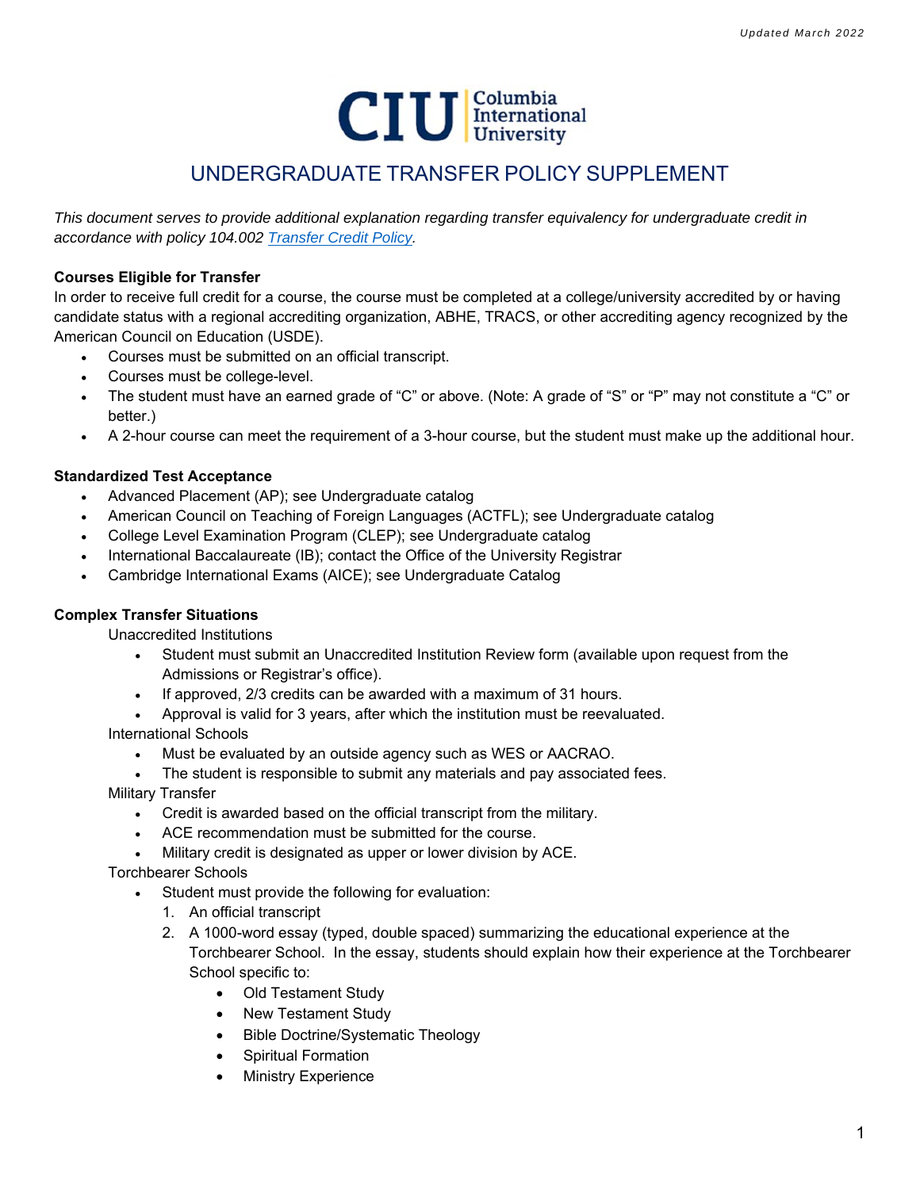*Updated March 2022*

CIU Columbia International University

# UNDERGRADUATE TRANSFER POLICY SUPPLEMENT

*This document serves to provide additional explanation regarding transfer equivalency for undergraduate credit in accordance with policy 104.002 [Transfer Credit Policy](Transfer Credit Policy).*

**Courses Eligible for Transfer**

In order to receive full credit for a course, the course must be completed at a college/university accredited by or having candidate status with a regional accrediting organization, ABHE, TRACS, or other accrediting agency recognized by the American Council on Education (USDE).

- Courses must be submitted on an official transcript.
- Courses must be college-level.
- The student must have an earned grade of "C" or above. (Note: A grade of "S" or "P" may not constitute a "C" or better.)
- A 2-hour course can meet the requirement of a 3-hour course, but the student must make up the additional hour.

**Standardized Test Acceptance**

- Advanced Placement (AP); see Undergraduate catalog
- American Council on Teaching of Foreign Languages (ACTFL); see Undergraduate catalog
- College Level Examination Program (CLEP); see Undergraduate catalog
- International Baccalaureate (IB); contact the Office of the University Registrar
- Cambridge International Exams (AICE); see Undergraduate Catalog

**Complex Transfer Situations**

Unaccredited Institutions

- Student must submit an Unaccredited Institution Review form (available upon request from the Admissions or Registrar's office).
- If approved, 2/3 credits can be awarded with a maximum of 31 hours.
- Approval is valid for 3 years, after which the institution must be reevaluated.

International Schools

- Must be evaluated by an outside agency such as WES or AACRAO.
- The student is responsible to submit any materials and pay associated fees.

Military Transfer

- Credit is awarded based on the official transcript from the military.
- ACE recommendation must be submitted for the course.
- Military credit is designated as upper or lower division by ACE.

Torchbearer Schools

- Student must provide the following for evaluation:
  1. An official transcript
  2. A 1000-word essay (typed, double spaced) summarizing the educational experience at the Torchbearer School. In the essay, students should explain how their experience at the Torchbearer School specific to:
     - Old Testament Study
     - New Testament Study
     - Bible Doctrine/Systematic Theology
     - Spiritual Formation
     - Ministry Experience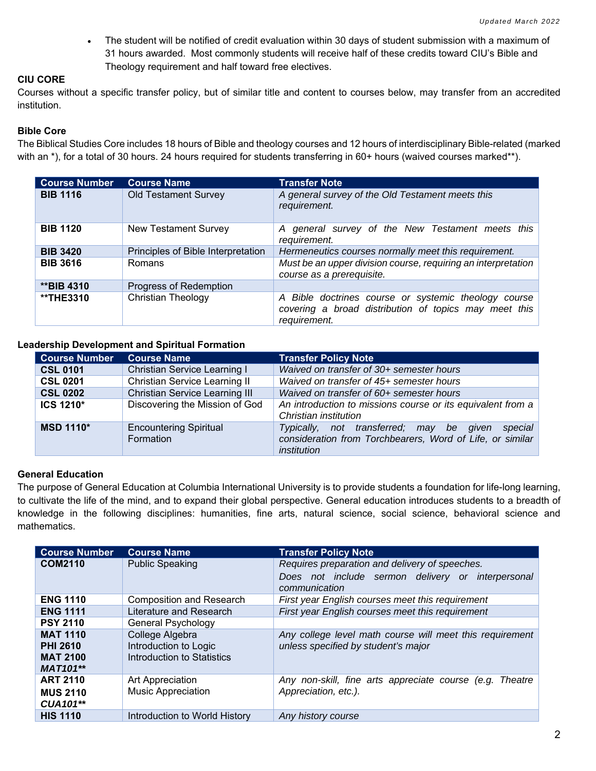- The student will be notified of credit evaluation within 30 days of student submission with a maximum of 31 hours awarded. Most commonly students will receive half of these credits toward CIU's Bible and Theology requirement and half toward free electives.

**CIU CORE**

Courses without a specific transfer policy, but of similar title and content to courses below, may transfer from an accredited institution.

**Bible Core**

The Biblical Studies Core includes 18 hours of Bible and theology courses and 12 hours of interdisciplinary Bible-related (marked with an *), for a total of 30 hours. 24 hours required for students transferring in 60+ hours (waived courses marked**).

| Course Number | Course Name | Transfer Note |
|---|---|---|
| **BIB 1116** | Old Testament Survey | *A general survey of the Old Testament meets this requirement.* |
| **BIB 1120** | New Testament Survey | *A general survey of the New Testament meets this requirement.* |
| **BIB 3420** | Principles of Bible Interpretation | *Hermeneutics courses normally meet this requirement.* |
| **BIB 3616** | Romans | *Must be an upper division course, requiring an interpretation course as a prerequisite.* |
| **\*\*BIB 4310** | Progress of Redemption | |
| **\*\*THE3310** | Christian Theology | *A Bible doctrines course or systemic theology course covering a broad distribution of topics may meet this requirement.* |

**Leadership Development and Spiritual Formation**

| Course Number | Course Name | Transfer Policy Note |
|---|---|---|
| **CSL 0101** | Christian Service Learning I | *Waived on transfer of 30+ semester hours* |
| **CSL 0201** | Christian Service Learning II | *Waived on transfer of 45+ semester hours* |
| **CSL 0202** | Christian Service Learning III | *Waived on transfer of 60+ semester hours* |
| **ICS 1210*** | Discovering the Mission of God | *An introduction to missions course or its equivalent from a Christian institution* |
| **MSD 1110*** | Encountering Spiritual Formation | *Typically, not transferred; may be given special consideration from Torchbearers, Word of Life, or similar institution* |

**General Education**

The purpose of General Education at Columbia International University is to provide students a foundation for life-long learning, to cultivate the life of the mind, and to expand their global perspective. General education introduces students to a breadth of knowledge in the following disciplines: humanities, fine arts, natural science, social science, behavioral science and mathematics.

| Course Number | Course Name | Transfer Policy Note |
|---|---|---|
| **COM2110** | Public Speaking | *Requires preparation and delivery of speeches.* *Does not include sermon delivery or interpersonal communication* |
| **ENG 1110** | Composition and Research | *First year English courses meet this requirement* |
| **ENG 1111** | Literature and Research | *First year English courses meet this requirement* |
| **PSY 2110** | General Psychology | |
| **MAT 1110** **PHI 2610** **MAT 2100** ***MAT101\*\**** | College Algebra Introduction to Logic Introduction to Statistics | *Any college level math course will meet this requirement unless specified by student's major* |
| **ART 2110** **MUS 2110** ***CUA101\*\**** | Art Appreciation Music Appreciation | *Any non-skill, fine arts appreciate course (e.g. Theatre Appreciation, etc.).* |
| **HIS 1110** | Introduction to World History | *Any history course* |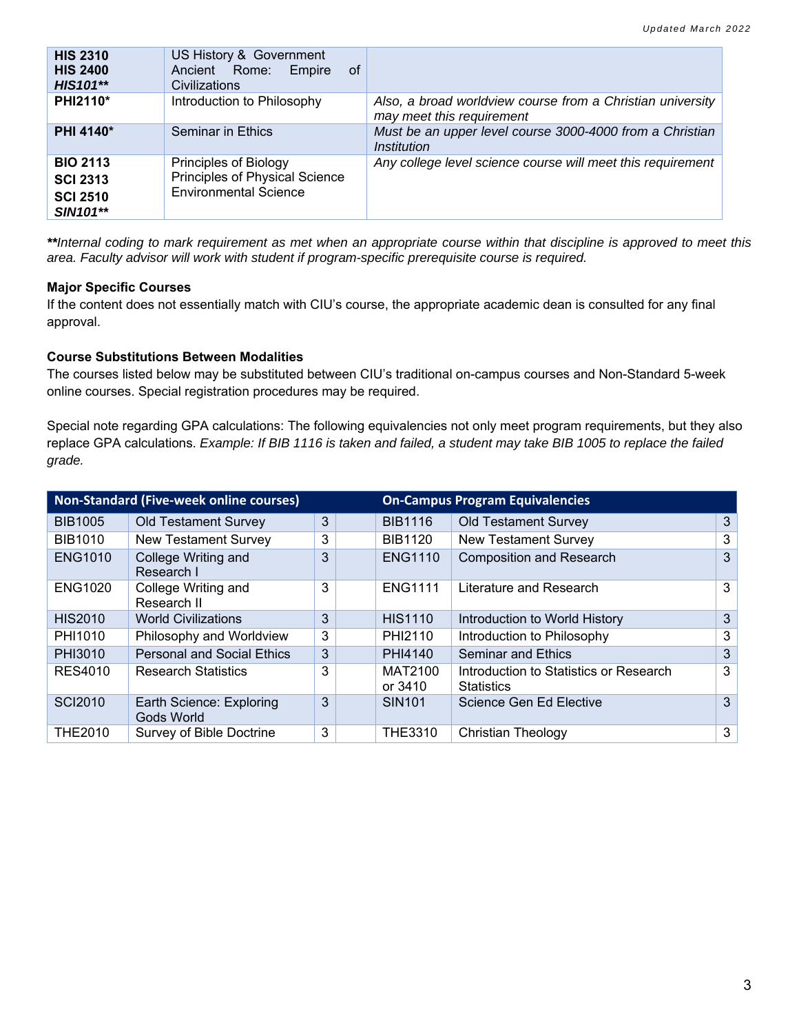| | | |
|---|---|---|
| **HIS 2310**<br>**HIS 2400**<br>***HIS101\*\**** | US History & Government<br>Ancient Rome: Empire of Civilizations | |
| **PHI2110\*** | Introduction to Philosophy | *Also, a broad worldview course from a Christian university may meet this requirement* |
| **PHI 4140\*** | Seminar in Ethics | *Must be an upper level course 3000-4000 from a Christian Institution* |
| **BIO 2113**<br>**SCI 2313**<br>**SCI 2510**<br>***SIN101\*\**** | Principles of Biology<br>Principles of Physical Science<br>Environmental Science | *Any college level science course will meet this requirement* |

*\*\*Internal coding to mark requirement as met when an appropriate course within that discipline is approved to meet this area. Faculty advisor will work with student if program-specific prerequisite course is required.*

**Major Specific Courses**

If the content does not essentially match with CIU's course, the appropriate academic dean is consulted for any final approval.

**Course Substitutions Between Modalities**

The courses listed below may be substituted between CIU's traditional on-campus courses and Non-Standard 5-week online courses. Special registration procedures may be required.

Special note regarding GPA calculations: The following equivalencies not only meet program requirements, but they also replace GPA calculations. *Example: If BIB 1116 is taken and failed, a student may take BIB 1005 to replace the failed grade.*

| Non-Standard (Five-week online courses) | | | | On-Campus Program Equivalencies | | |
|---|---|---|---|---|---|---|
| BIB1005 | Old Testament Survey | 3 | | BIB1116 | Old Testament Survey | 3 |
| BIB1010 | New Testament Survey | 3 | | BIB1120 | New Testament Survey | 3 |
| ENG1010 | College Writing and Research I | 3 | | ENG1110 | Composition and Research | 3 |
| ENG1020 | College Writing and Research II | 3 | | ENG1111 | Literature and Research | 3 |
| HIS2010 | World Civilizations | 3 | | HIS1110 | Introduction to World History | 3 |
| PHI1010 | Philosophy and Worldview | 3 | | PHI2110 | Introduction to Philosophy | 3 |
| PHI3010 | Personal and Social Ethics | 3 | | PHI4140 | Seminar and Ethics | 3 |
| RES4010 | Research Statistics | 3 | | MAT2100 or 3410 | Introduction to Statistics or Research Statistics | 3 |
| SCI2010 | Earth Science: Exploring Gods World | 3 | | SIN101 | Science Gen Ed Elective | 3 |
| THE2010 | Survey of Bible Doctrine | 3 | | THE3310 | Christian Theology | 3 |